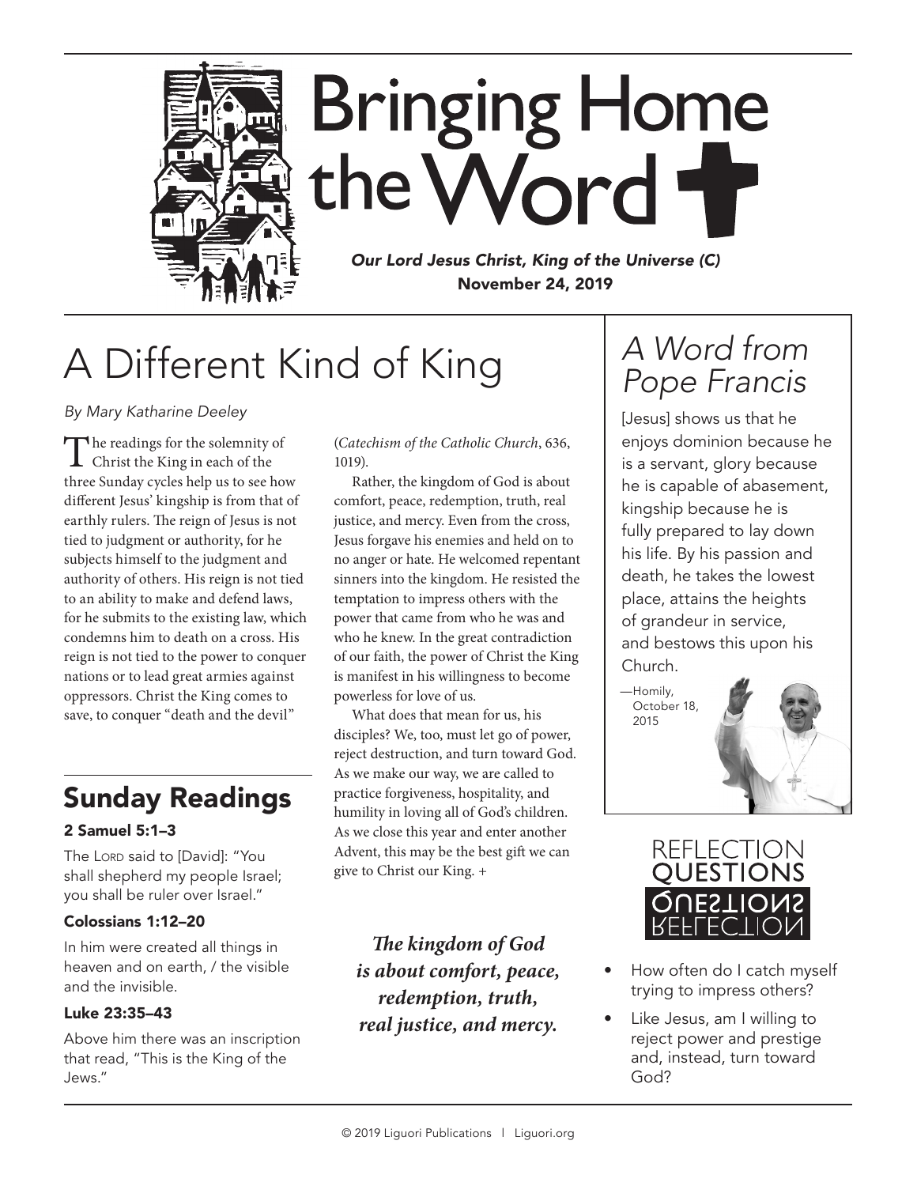# Bringing Home the Word

***Our Lord Jesus Christ, King of the Universe (C)***
**November 24, 2019**

## A Different Kind of King

*By Mary Katharine Deeley*

The readings for the solemnity of Christ the King in each of the three Sunday cycles help us to see how different Jesus' kingship is from that of earthly rulers. The reign of Jesus is not tied to judgment or authority, for he subjects himself to the judgment and authority of others. His reign is not tied to an ability to make and defend laws, for he submits to the existing law, which condemns him to death on a cross. His reign is not tied to the power to conquer nations or to lead great armies against oppressors. Christ the King comes to save, to conquer "death and the devil" (*Catechism of the Catholic Church*, 636, 1019).

Rather, the kingdom of God is about comfort, peace, redemption, truth, real justice, and mercy. Even from the cross, Jesus forgave his enemies and held on to no anger or hate. He welcomed repentant sinners into the kingdom. He resisted the temptation to impress others with the power that came from who he was and who he knew. In the great contradiction of our faith, the power of Christ the King is manifest in his willingness to become powerless for love of us.

What does that mean for us, his disciples? We, too, must let go of power, reject destruction, and turn toward God. As we make our way, we are called to practice forgiveness, hospitality, and humility in loving all of God's children. As we close this year and enter another Advent, this may be the best gift we can give to Christ our King. +

***The kingdom of God is about comfort, peace, redemption, truth, real justice, and mercy.***

## Sunday Readings

### 2 Samuel 5:1–3

The Lord said to [David]: "You shall shepherd my people Israel; you shall be ruler over Israel."

### Colossians 1:12–20

In him were created all things in heaven and on earth, / the visible and the invisible.

### Luke 23:35–43

Above him there was an inscription that read, "This is the King of the Jews."

## *A Word from Pope Francis*

[Jesus] shows us that he enjoys dominion because he is a servant, glory because he is capable of abasement, kingship because he is fully prepared to lay down his life. By his passion and death, he takes the lowest place, attains the heights of grandeur in service, and bestows this upon his Church.

—Homily, October 18, 2015

## Reflection Questions

- How often do I catch myself trying to impress others?
- Like Jesus, am I willing to reject power and prestige and, instead, turn toward God?

© 2019 Liguori Publications | Liguori.org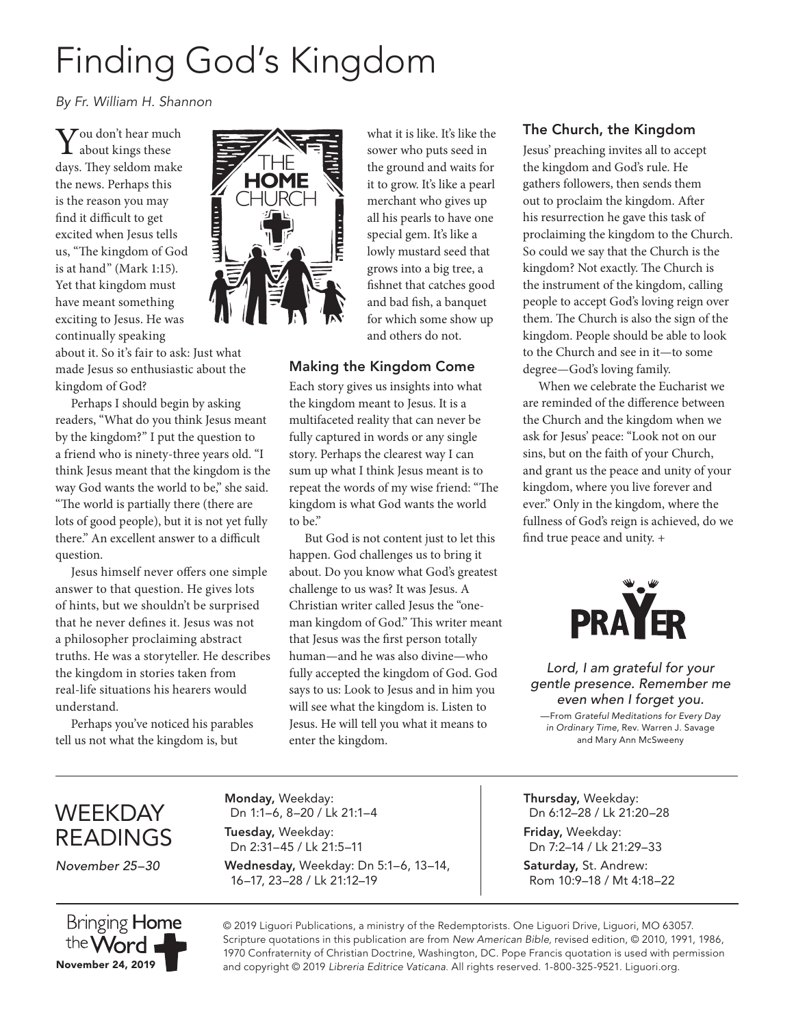# Finding God's Kingdom

*By Fr. William H. Shannon*

You don't hear much about kings these days. They seldom make the news. Perhaps this is the reason you may find it difficult to get excited when Jesus tells us, "The kingdom of God is at hand" (Mark 1:15). Yet that kingdom must have meant something exciting to Jesus. He was continually speaking about it. So it's fair to ask: Just what made Jesus so enthusiastic about the kingdom of God?

Perhaps I should begin by asking readers, "What do you think Jesus meant by the kingdom?" I put the question to a friend who is ninety-three years old. "I think Jesus meant that the kingdom is the way God wants the world to be," she said. "The world is partially there (there are lots of good people), but it is not yet fully there." An excellent answer to a difficult question.

Jesus himself never offers one simple answer to that question. He gives lots of hints, but we shouldn't be surprised that he never defines it. Jesus was not a philosopher proclaiming abstract truths. He was a storyteller. He describes the kingdom in stories taken from real-life situations his hearers would understand.

Perhaps you've noticed his parables tell us not what the kingdom is, but what it is like. It's like the sower who puts seed in the ground and waits for it to grow. It's like a pearl merchant who gives up all his pearls to have one special gem. It's like a lowly mustard seed that grows into a big tree, a fishnet that catches good and bad fish, a banquet for which some show up and others do not.

## Making the Kingdom Come

Each story gives us insights into what the kingdom meant to Jesus. It is a multifaceted reality that can never be fully captured in words or any single story. Perhaps the clearest way I can sum up what I think Jesus meant is to repeat the words of my wise friend: "The kingdom is what God wants the world to be."

But God is not content just to let this happen. God challenges us to bring it about. Do you know what God's greatest challenge to us was? It was Jesus. A Christian writer called Jesus the "one-man kingdom of God." This writer meant that Jesus was the first person totally human—and he was also divine—who fully accepted the kingdom of God. God says to us: Look to Jesus and in him you will see what the kingdom is. Listen to Jesus. He will tell you what it means to enter the kingdom.

## The Church, the Kingdom

Jesus' preaching invites all to accept the kingdom and God's rule. He gathers followers, then sends them out to proclaim the kingdom. After his resurrection he gave this task of proclaiming the kingdom to the Church. So could we say that the Church is the kingdom? Not exactly. The Church is the instrument of the kingdom, calling people to accept God's loving reign over them. The Church is also the sign of the kingdom. People should be able to look to the Church and see in it—to some degree—God's loving family.

When we celebrate the Eucharist we are reminded of the difference between the Church and the kingdom when we ask for Jesus' peace: "Look not on our sins, but on the faith of your Church, and grant us the peace and unity of your kingdom, where you live forever and ever." Only in the kingdom, where the fullness of God's reign is achieved, do we find true peace and unity. +

## PRAYER

*Lord, I am grateful for your gentle presence. Remember me even when I forget you.*

—From *Grateful Meditations for Every Day in Ordinary Time*, Rev. Warren J. Savage and Mary Ann McSweeny

## WEEKDAY READINGS

*November 25–30*

**Monday,** Weekday: Dn 1:1–6, 8–20 / Lk 21:1–4

**Tuesday,** Weekday: Dn 2:31–45 / Lk 21:5–11

**Wednesday,** Weekday: Dn 5:1–6, 13–14, 16–17, 23–28 / Lk 21:12–19

**Thursday,** Weekday: Dn 6:12–28 / Lk 21:20–28

**Friday,** Weekday: Dn 7:2–14 / Lk 21:29–33

**Saturday,** St. Andrew: Rom 10:9–18 / Mt 4:18–22

Bringing Home the Word
**November 24, 2019**

© 2019 Liguori Publications, a ministry of the Redemptorists. One Liguori Drive, Liguori, MO 63057. Scripture quotations in this publication are from *New American Bible,* revised edition, © 2010, 1991, 1986, 1970 Confraternity of Christian Doctrine, Washington, DC. Pope Francis quotation is used with permission and copyright © 2019 *Libreria Editrice Vaticana.* All rights reserved. 1-800-325-9521. Liguori.org.